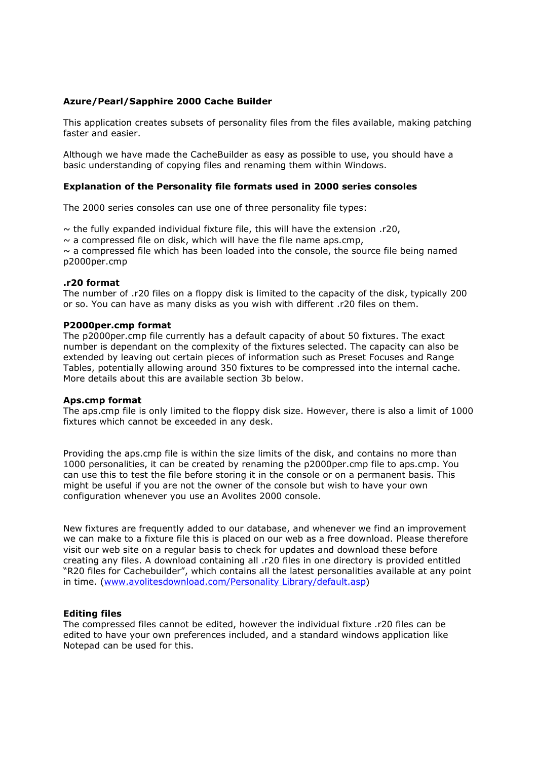# Azure/Pearl/Sapphire 2000 Cache Builder

This application creates subsets of personality files from the files available, making patching faster and easier.

Although we have made the CacheBuilder as easy as possible to use, you should have a basic understanding of copying files and renaming them within Windows.

## Explanation of the Personality file formats used in 2000 series consoles

The 2000 series consoles can use one of three personality file types:

~ the fully expanded individual fixture file, this will have the extension .r20,
~ a compressed file on disk, which will have the file name aps.cmp,
~ a compressed file which has been loaded into the console, the source file being named p2000per.cmp

### .r20 format

The number of .r20 files on a floppy disk is limited to the capacity of the disk, typically 200 or so. You can have as many disks as you wish with different .r20 files on them.

### P2000per.cmp format

The p2000per.cmp file currently has a default capacity of about 50 fixtures. The exact number is dependant on the complexity of the fixtures selected. The capacity can also be extended by leaving out certain pieces of information such as Preset Focuses and Range Tables, potentially allowing around 350 fixtures to be compressed into the internal cache. More details about this are available section 3b below.

### Aps.cmp format

The aps.cmp file is only limited to the floppy disk size. However, there is also a limit of 1000 fixtures which cannot be exceeded in any desk.

Providing the aps.cmp file is within the size limits of the disk, and contains no more than 1000 personalities, it can be created by renaming the p2000per.cmp file to aps.cmp. You can use this to test the file before storing it in the console or on a permanent basis. This might be useful if you are not the owner of the console but wish to have your own configuration whenever you use an Avolites 2000 console.

New fixtures are frequently added to our database, and whenever we find an improvement we can make to a fixture file this is placed on our web as a free download. Please therefore visit our web site on a regular basis to check for updates and download these before creating any files. A download containing all .r20 files in one directory is provided entitled "R20 files for Cachebuilder", which contains all the latest personalities available at any point in time. ([www.avolitesdownload.com/Personality Library/default.asp](www.avolitesdownload.com/Personality Library/default.asp))

### Editing files

The compressed files cannot be edited, however the individual fixture .r20 files can be edited to have your own preferences included, and a standard windows application like Notepad can be used for this.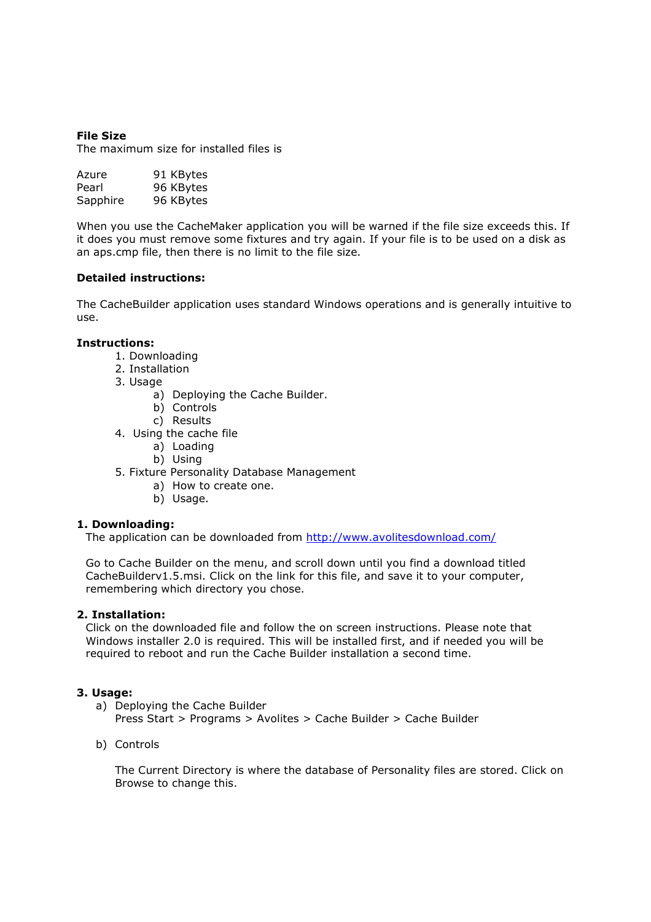**File Size**
The maximum size for installed files is

| | |
|---|---|
| Azure | 91 KBytes |
| Pearl | 96 KBytes |
| Sapphire | 96 KBytes |

When you use the CacheMaker application you will be warned if the file size exceeds this. If it does you must remove some fixtures and try again. If your file is to be used on a disk as an aps.cmp file, then there is no limit to the file size.

**Detailed instructions:**

The CacheBuilder application uses standard Windows operations and is generally intuitive to use.

**Instructions:**

1. Downloading
2. Installation
3. Usage
    a) Deploying the Cache Builder.
    b) Controls
    c) Results
4. Using the cache file
    a) Loading
    b) Using
5. Fixture Personality Database Management
    a) How to create one.
    b) Usage.

**1. Downloading:**

The application can be downloaded from [http://www.avolitesdownload.com/](http://www.avolitesdownload.com/)

Go to Cache Builder on the menu, and scroll down until you find a download titled CacheBuilderv1.5.msi. Click on the link for this file, and save it to your computer, remembering which directory you chose.

**2. Installation:**

Click on the downloaded file and follow the on screen instructions. Please note that Windows installer 2.0 is required. This will be installed first, and if needed you will be required to reboot and run the Cache Builder installation a second time.

**3. Usage:**

a) Deploying the Cache Builder
   Press Start > Programs > Avolites > Cache Builder > Cache Builder

b) Controls

   The Current Directory is where the database of Personality files are stored. Click on Browse to change this.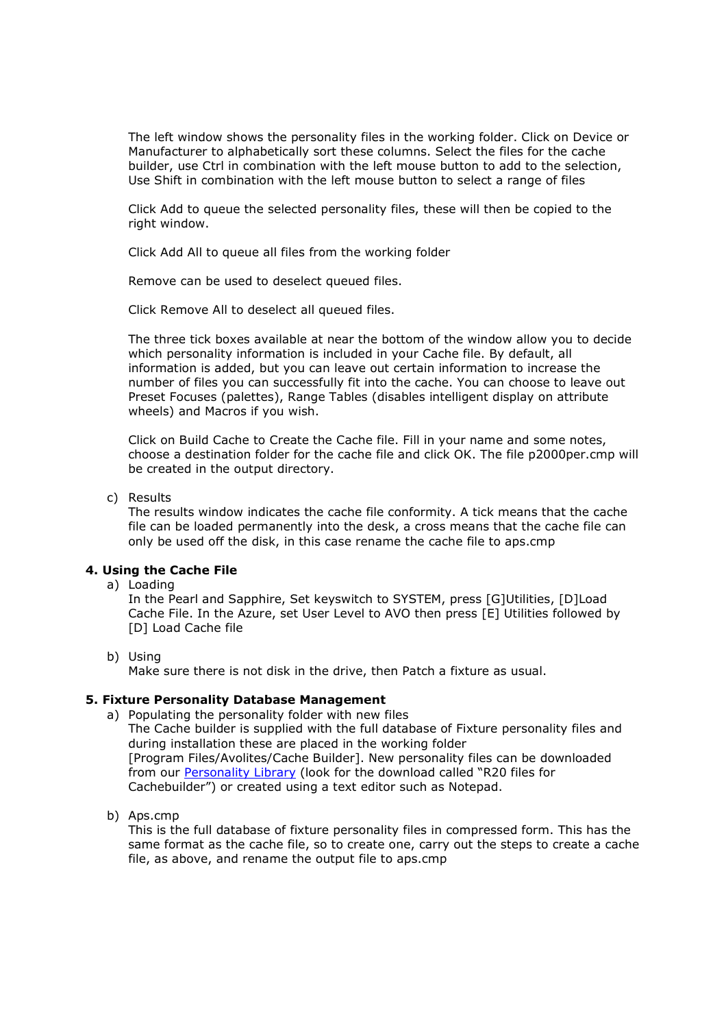The left window shows the personality files in the working folder. Click on Device or Manufacturer to alphabetically sort these columns. Select the files for the cache builder, use Ctrl in combination with the left mouse button to add to the selection, Use Shift in combination with the left mouse button to select a range of files

Click Add to queue the selected personality files, these will then be copied to the right window.

Click Add All to queue all files from the working folder

Remove can be used to deselect queued files.

Click Remove All to deselect all queued files.

The three tick boxes available at near the bottom of the window allow you to decide which personality information is included in your Cache file. By default, all information is added, but you can leave out certain information to increase the number of files you can successfully fit into the cache. You can choose to leave out Preset Focuses (palettes), Range Tables (disables intelligent display on attribute wheels) and Macros if you wish.

Click on Build Cache to Create the Cache file. Fill in your name and some notes, choose a destination folder for the cache file and click OK. The file p2000per.cmp will be created in the output directory.

c) Results
The results window indicates the cache file conformity. A tick means that the cache file can be loaded permanently into the desk, a cross means that the cache file can only be used off the disk, in this case rename the cache file to aps.cmp

### 4. Using the Cache File

a) Loading
In the Pearl and Sapphire, Set keyswitch to SYSTEM, press [G]Utilities, [D]Load Cache File. In the Azure, set User Level to AVO then press [E] Utilities followed by [D] Load Cache file

b) Using
Make sure there is not disk in the drive, then Patch a fixture as usual.

### 5. Fixture Personality Database Management

a) Populating the personality folder with new files
The Cache builder is supplied with the full database of Fixture personality files and during installation these are placed in the working folder [Program Files/Avolites/Cache Builder]. New personality files can be downloaded from our Personality Library (look for the download called "R20 files for Cachebuilder") or created using a text editor such as Notepad.

b) Aps.cmp
This is the full database of fixture personality files in compressed form. This has the same format as the cache file, so to create one, carry out the steps to create a cache file, as above, and rename the output file to aps.cmp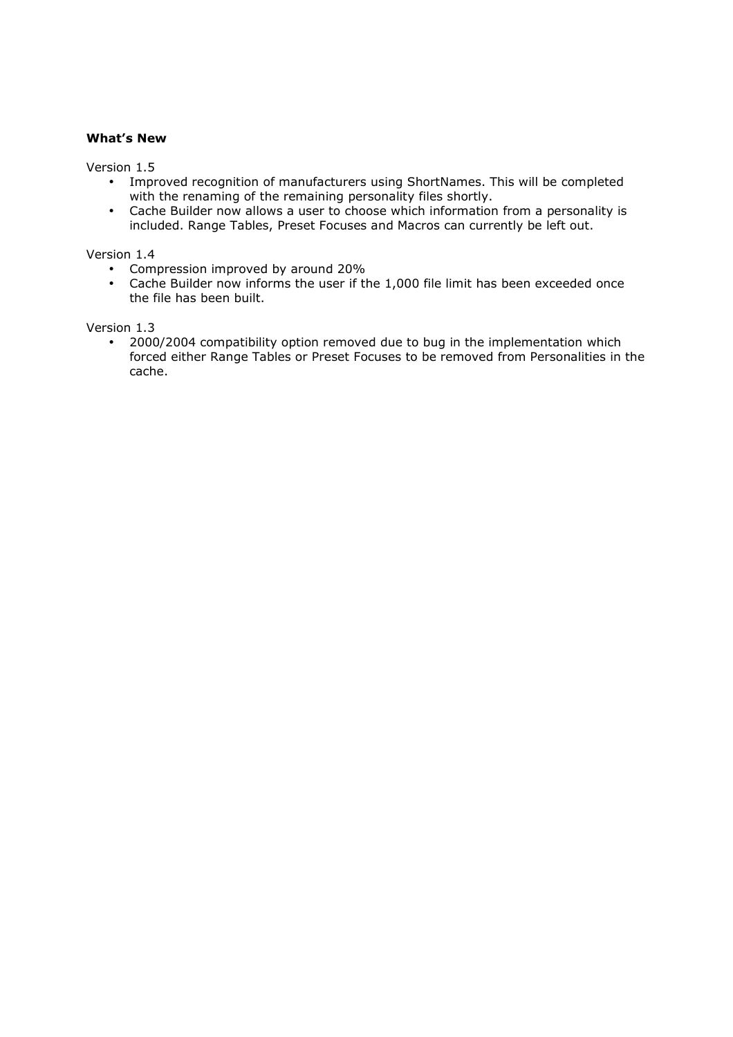**What's New**

Version 1.5

- Improved recognition of manufacturers using ShortNames. This will be completed with the renaming of the remaining personality files shortly.
- Cache Builder now allows a user to choose which information from a personality is included. Range Tables, Preset Focuses and Macros can currently be left out.

Version 1.4

- Compression improved by around 20%
- Cache Builder now informs the user if the 1,000 file limit has been exceeded once the file has been built.

Version 1.3

- 2000/2004 compatibility option removed due to bug in the implementation which forced either Range Tables or Preset Focuses to be removed from Personalities in the cache.